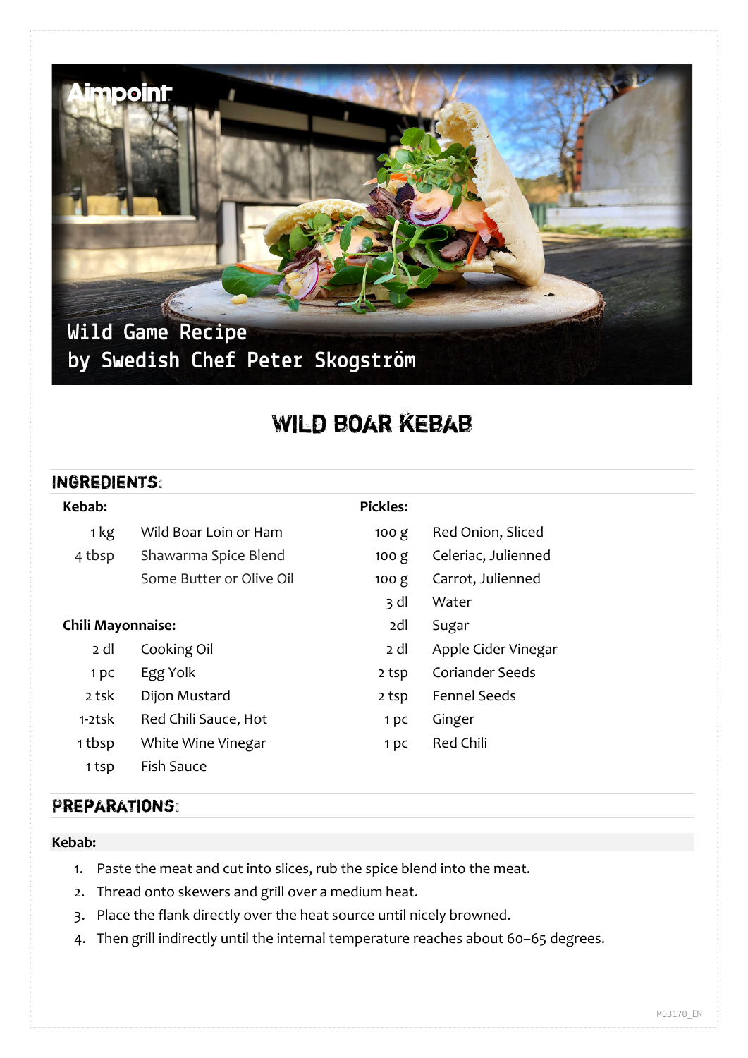Aimpoint

Wild Game Recipe
by Swedish Chef Peter Skogström

# WILD BOAR KEBAB

## INGREDIENTS:

**Kebab:**

| | |
|---|---|
| 1 kg | Wild Boar Loin or Ham |
| 4 tbsp | Shawarma Spice Blend |
| | Some Butter or Olive Oil |

**Chili Mayonnaise:**

| | |
|---|---|
| 2 dl | Cooking Oil |
| 1 pc | Egg Yolk |
| 2 tsk | Dijon Mustard |
| 1-2tsk | Red Chili Sauce, Hot |
| 1 tbsp | White Wine Vinegar |
| 1 tsp | Fish Sauce |

**Pickles:**

| | |
|---|---|
| 100 g | Red Onion, Sliced |
| 100 g | Celeriac, Julienned |
| 100 g | Carrot, Julienned |
| 3 dl | Water |
| 2dl | Sugar |
| 2 dl | Apple Cider Vinegar |
| 2 tsp | Coriander Seeds |
| 2 tsp | Fennel Seeds |
| 1 pc | Ginger |
| 1 pc | Red Chili |

## PREPARATIONS:

**Kebab:**

1. Paste the meat and cut into slices, rub the spice blend into the meat.
2. Thread onto skewers and grill over a medium heat.
3. Place the flank directly over the heat source until nicely browned.
4. Then grill indirectly until the internal temperature reaches about 60–65 degrees.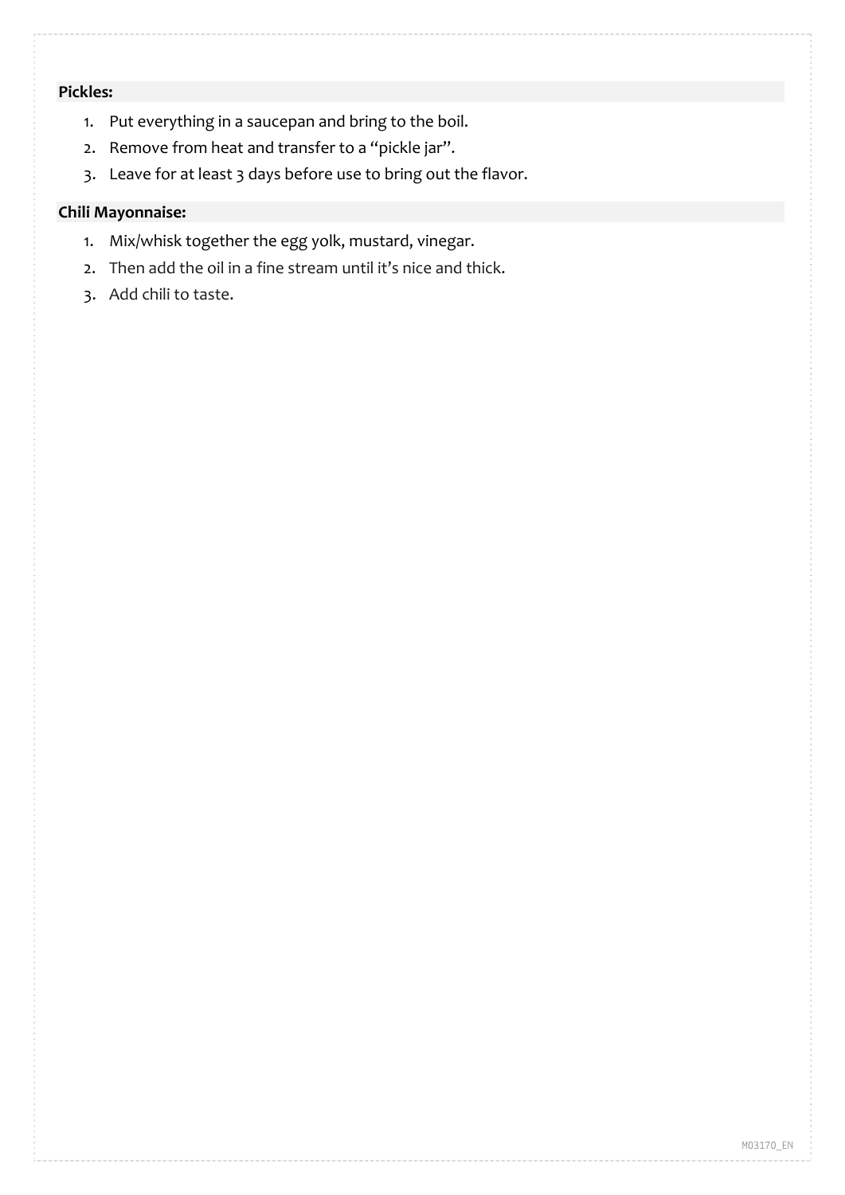**Pickles:**

1. Put everything in a saucepan and bring to the boil.
2. Remove from heat and transfer to a "pickle jar".
3. Leave for at least 3 days before use to bring out the flavor.

**Chili Mayonnaise:**

1. Mix/whisk together the egg yolk, mustard, vinegar.
2. Then add the oil in a fine stream until it's nice and thick.
3. Add chili to taste.